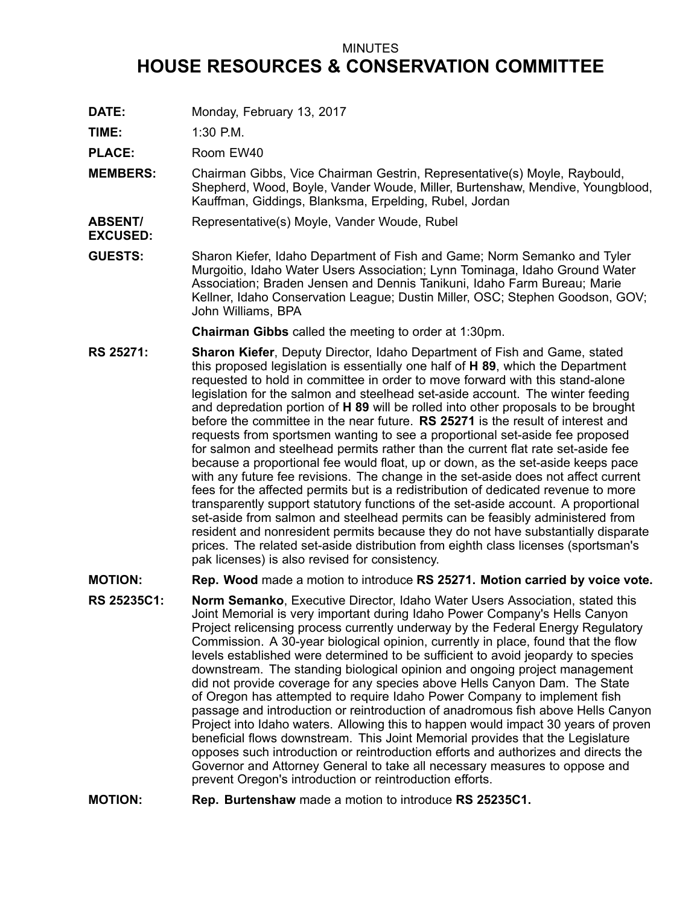MINUTES

# HOUSE RESOURCES & CONSERVATION COMMITTEE

**DATE:** Monday, February 13, 2017

**TIME:** 1:30 P.M.

**PLACE:** Room EW40

**MEMBERS:** Chairman Gibbs, Vice Chairman Gestrin, Representative(s) Moyle, Raybould, Shepherd, Wood, Boyle, Vander Woude, Miller, Burtenshaw, Mendive, Youngblood, Kauffman, Giddings, Blanksma, Erpelding, Rubel, Jordan

**ABSENT/ EXCUSED:** Representative(s) Moyle, Vander Woude, Rubel

**GUESTS:** Sharon Kiefer, Idaho Department of Fish and Game; Norm Semanko and Tyler Murgoitio, Idaho Water Users Association; Lynn Tominaga, Idaho Ground Water Association; Braden Jensen and Dennis Tanikuni, Idaho Farm Bureau; Marie Kellner, Idaho Conservation League; Dustin Miller, OSC; Stephen Goodson, GOV; John Williams, BPA

**Chairman Gibbs** called the meeting to order at 1:30pm.

**RS 25271:** **Sharon Kiefer**, Deputy Director, Idaho Department of Fish and Game, stated this proposed legislation is essentially one half of **H 89**, which the Department requested to hold in committee in order to move forward with this stand-alone legislation for the salmon and steelhead set-aside account. The winter feeding and depredation portion of **H 89** will be rolled into other proposals to be brought before the committee in the near future. **RS 25271** is the result of interest and requests from sportsmen wanting to see a proportional set-aside fee proposed for salmon and steelhead permits rather than the current flat rate set-aside fee because a proportional fee would float, up or down, as the set-aside keeps pace with any future fee revisions. The change in the set-aside does not affect current fees for the affected permits but is a redistribution of dedicated revenue to more transparently support statutory functions of the set-aside account. A proportional set-aside from salmon and steelhead permits can be feasibly administered from resident and nonresident permits because they do not have substantially disparate prices. The related set-aside distribution from eighth class licenses (sportsman's pak licenses) is also revised for consistency.

**MOTION:** **Rep. Wood** made a motion to introduce **RS 25271. Motion carried by voice vote.**

**RS 25235C1:** **Norm Semanko**, Executive Director, Idaho Water Users Association, stated this Joint Memorial is very important during Idaho Power Company's Hells Canyon Project relicensing process currently underway by the Federal Energy Regulatory Commission. A 30-year biological opinion, currently in place, found that the flow levels established were determined to be sufficient to avoid jeopardy to species downstream. The standing biological opinion and ongoing project management did not provide coverage for any species above Hells Canyon Dam. The State of Oregon has attempted to require Idaho Power Company to implement fish passage and introduction or reintroduction of anadromous fish above Hells Canyon Project into Idaho waters. Allowing this to happen would impact 30 years of proven beneficial flows downstream. This Joint Memorial provides that the Legislature opposes such introduction or reintroduction efforts and authorizes and directs the Governor and Attorney General to take all necessary measures to oppose and prevent Oregon's introduction or reintroduction efforts.

**MOTION:** **Rep. Burtenshaw** made a motion to introduce **RS 25235C1.**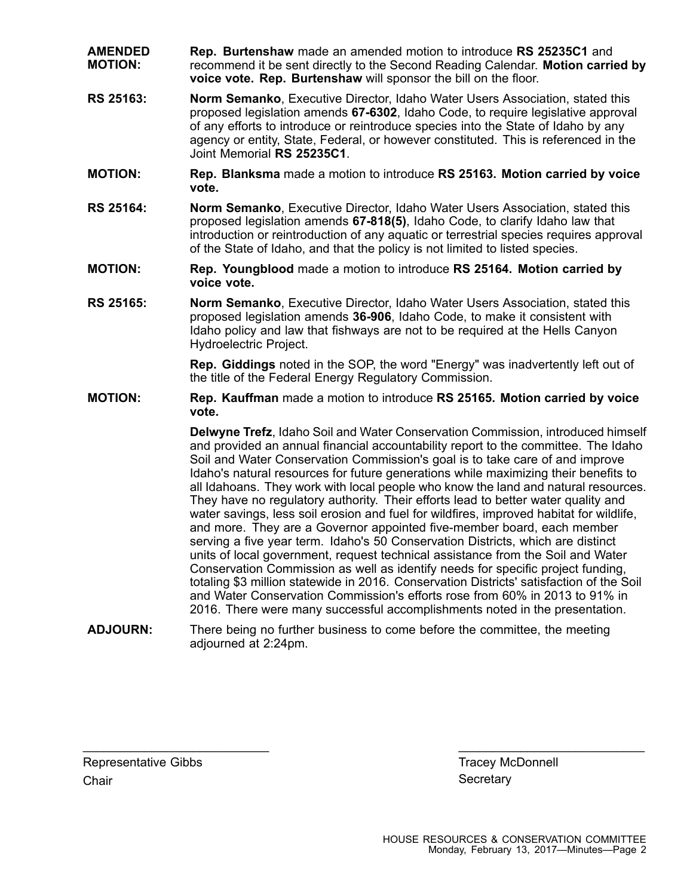**AMENDED MOTION:** **Rep. Burtenshaw** made an amended motion to introduce **RS 25235C1** and recommend it be sent directly to the Second Reading Calendar. **Motion carried by voice vote. Rep. Burtenshaw** will sponsor the bill on the floor.

**RS 25163:** **Norm Semanko**, Executive Director, Idaho Water Users Association, stated this proposed legislation amends **67-6302**, Idaho Code, to require legislative approval of any efforts to introduce or reintroduce species into the State of Idaho by any agency or entity, State, Federal, or however constituted. This is referenced in the Joint Memorial **RS 25235C1**.

**MOTION:** **Rep. Blanksma** made a motion to introduce **RS 25163. Motion carried by voice vote.**

**RS 25164:** **Norm Semanko**, Executive Director, Idaho Water Users Association, stated this proposed legislation amends **67-818(5)**, Idaho Code, to clarify Idaho law that introduction or reintroduction of any aquatic or terrestrial species requires approval of the State of Idaho, and that the policy is not limited to listed species.

**MOTION:** **Rep. Youngblood** made a motion to introduce **RS 25164. Motion carried by voice vote.**

**RS 25165:** **Norm Semanko**, Executive Director, Idaho Water Users Association, stated this proposed legislation amends **36-906**, Idaho Code, to make it consistent with Idaho policy and law that fishways are not to be required at the Hells Canyon Hydroelectric Project.

**Rep. Giddings** noted in the SOP, the word "Energy" was inadvertently left out of the title of the Federal Energy Regulatory Commission.

**MOTION:** **Rep. Kauffman** made a motion to introduce **RS 25165. Motion carried by voice vote.**

**Delwyne Trefz**, Idaho Soil and Water Conservation Commission, introduced himself and provided an annual financial accountability report to the committee. The Idaho Soil and Water Conservation Commission's goal is to take care of and improve Idaho's natural resources for future generations while maximizing their benefits to all Idahoans. They work with local people who know the land and natural resources. They have no regulatory authority. Their efforts lead to better water quality and water savings, less soil erosion and fuel for wildfires, improved habitat for wildlife, and more. They are a Governor appointed five-member board, each member serving a five year term. Idaho's 50 Conservation Districts, which are distinct units of local government, request technical assistance from the Soil and Water Conservation Commission as well as identify needs for specific project funding, totaling $3 million statewide in 2016. Conservation Districts' satisfaction of the Soil and Water Conservation Commission's efforts rose from 60% in 2013 to 91% in 2016. There were many successful accomplishments noted in the presentation.

**ADJOURN:** There being no further business to come before the committee, the meeting adjourned at 2:24pm.

___________________________

Representative Gibbs
Chair

___________________________

Tracey McDonnell
Secretary